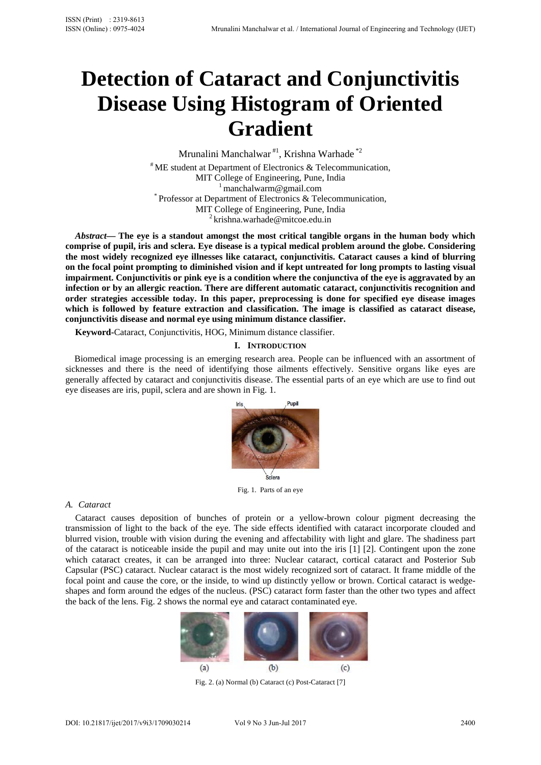# Detection of Cataract and Conjunctivitis Disease Using Histogram of Oriented Gradient

Mrunalini Manchalwar [#1], Krishna Warhade [*2]

[#] ME student at Department of Electronics & Telecommunication,
MIT College of Engineering, Pune, India
[1] manchalwarm@gmail.com
[*] Professor at Department of Electronics & Telecommunication,
MIT College of Engineering, Pune, India
[2] krishna.warhade@mitcoe.edu.in

***Abstract*— The eye is a standout amongst the most critical tangible organs in the human body which comprise of pupil, iris and sclera. Eye disease is a typical medical problem around the globe. Considering the most widely recognized eye illnesses like cataract, conjunctivitis. Cataract causes a kind of blurring on the focal point prompting to diminished vision and if kept untreated for long prompts to lasting visual impairment. Conjunctivitis or pink eye is a condition where the conjunctiva of the eye is aggravated by an infection or by an allergic reaction. There are different automatic cataract, conjunctivitis recognition and order strategies accessible today. In this paper, preprocessing is done for specified eye disease images which is followed by feature extraction and classification. The image is classified as cataract disease, conjunctivitis disease and normal eye using minimum distance classifier.**

**Keyword-**Cataract, Conjunctivitis, HOG, Minimum distance classifier.

## I. Introduction

Biomedical image processing is an emerging research area. People can be influenced with an assortment of sicknesses and there is the need of identifying those ailments effectively. Sensitive organs like eyes are generally affected by cataract and conjunctivitis disease. The essential parts of an eye which are use to find out eye diseases are iris, pupil, sclera and are shown in Fig. 1.

Fig. 1. Parts of an eye

### A. Cataract

Cataract causes deposition of bunches of protein or a yellow-brown colour pigment decreasing the transmission of light to the back of the eye. The side effects identified with cataract incorporate clouded and blurred vision, trouble with vision during the evening and affectability with light and glare. The shadiness part of the cataract is noticeable inside the pupil and may unite out into the iris [1] [2]. Contingent upon the zone which cataract creates, it can be arranged into the three: Nuclear cataract, cortical cataract and Posterior Sub Capsular (PSC) cataract. Nuclear cataract is the most widely recognized sort of cataract. It frame middle of the focal point and cause the core, or the inside, to wind up distinctly yellow or brown. Cortical cataract is wedge-shapes and form around the edges of the nucleus. (PSC) cataract form faster than the other two types and affect the back of the lens. Fig. 2 shows the normal eye and cataract contaminated eye.

Fig. 2. (a) Normal (b) Cataract (c) Post-Cataract [7]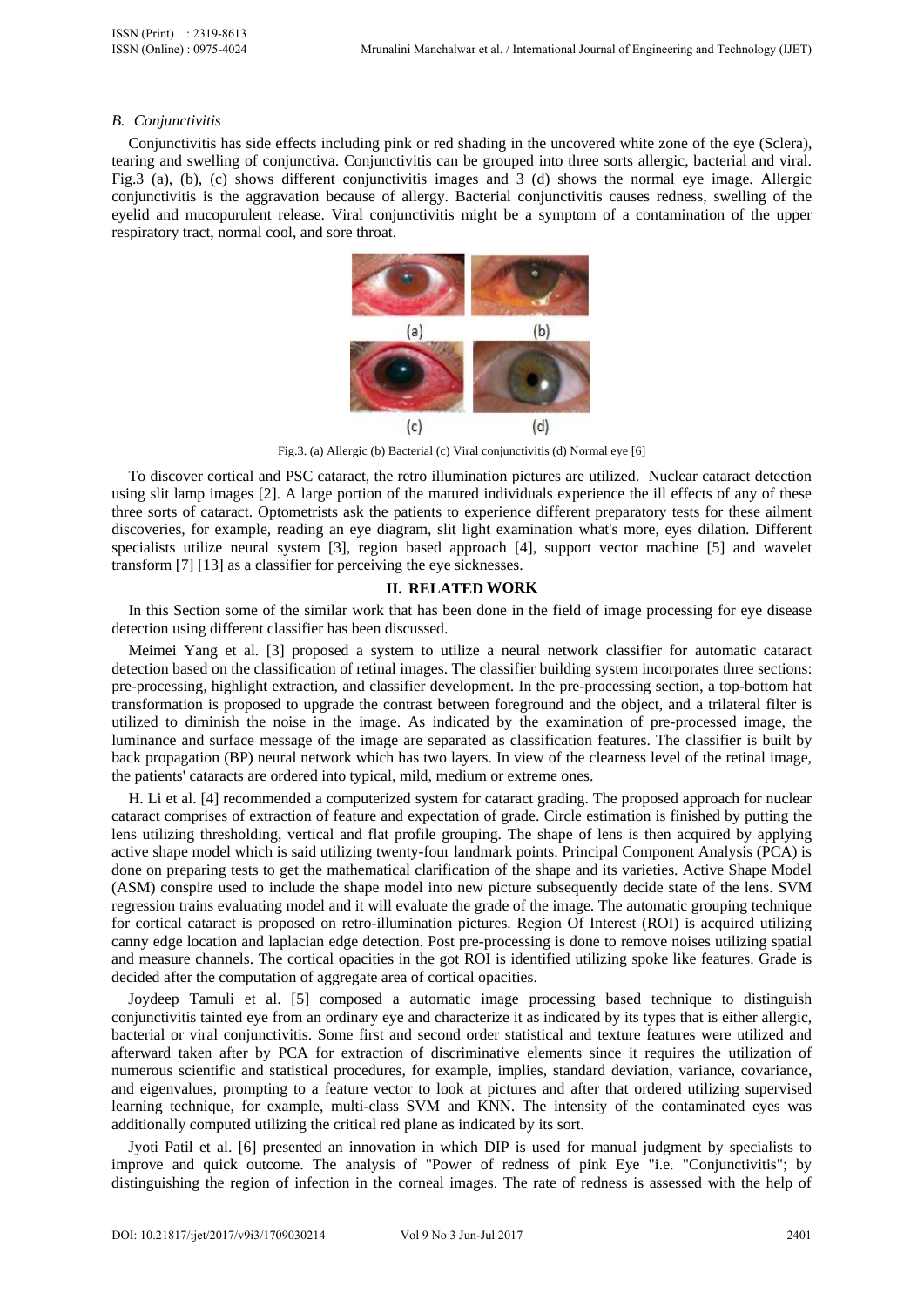### *B. Conjunctivitis*

Conjunctivitis has side effects including pink or red shading in the uncovered white zone of the eye (Sclera), tearing and swelling of conjunctiva. Conjunctivitis can be grouped into three sorts allergic, bacterial and viral. Fig.3 (a), (b), (c) shows different conjunctivitis images and 3 (d) shows the normal eye image. Allergic conjunctivitis is the aggravation because of allergy. Bacterial conjunctivitis causes redness, swelling of the eyelid and mucopurulent release. Viral conjunctivitis might be a symptom of a contamination of the upper respiratory tract, normal cool, and sore throat.

Fig.3. (a) Allergic (b) Bacterial (c) Viral conjunctivitis (d) Normal eye [6]

To discover cortical and PSC cataract, the retro illumination pictures are utilized. Nuclear cataract detection using slit lamp images [2]. A large portion of the matured individuals experience the ill effects of any of these three sorts of cataract. Optometrists ask the patients to experience different preparatory tests for these ailment discoveries, for example, reading an eye diagram, slit light examination what's more, eyes dilation. Different specialists utilize neural system [3], region based approach [4], support vector machine [5] and wavelet transform [7] [13] as a classifier for perceiving the eye sicknesses.

## II. RELATED WORK

In this Section some of the similar work that has been done in the field of image processing for eye disease detection using different classifier has been discussed.

Meimei Yang et al. [3] proposed a system to utilize a neural network classifier for automatic cataract detection based on the classification of retinal images. The classifier building system incorporates three sections: pre-processing, highlight extraction, and classifier development. In the pre-processing section, a top-bottom hat transformation is proposed to upgrade the contrast between foreground and the object, and a trilateral filter is utilized to diminish the noise in the image. As indicated by the examination of pre-processed image, the luminance and surface message of the image are separated as classification features. The classifier is built by back propagation (BP) neural network which has two layers. In view of the clearness level of the retinal image, the patients' cataracts are ordered into typical, mild, medium or extreme ones.

H. Li et al. [4] recommended a computerized system for cataract grading. The proposed approach for nuclear cataract comprises of extraction of feature and expectation of grade. Circle estimation is finished by putting the lens utilizing thresholding, vertical and flat profile grouping. The shape of lens is then acquired by applying active shape model which is said utilizing twenty-four landmark points. Principal Component Analysis (PCA) is done on preparing tests to get the mathematical clarification of the shape and its varieties. Active Shape Model (ASM) conspire used to include the shape model into new picture subsequently decide state of the lens. SVM regression trains evaluating model and it will evaluate the grade of the image. The automatic grouping technique for cortical cataract is proposed on retro-illumination pictures. Region Of Interest (ROI) is acquired utilizing canny edge location and laplacian edge detection. Post pre-processing is done to remove noises utilizing spatial and measure channels. The cortical opacities in the got ROI is identified utilizing spoke like features. Grade is decided after the computation of aggregate area of cortical opacities.

Joydeep Tamuli et al. [5] composed a automatic image processing based technique to distinguish conjunctivitis tainted eye from an ordinary eye and characterize it as indicated by its types that is either allergic, bacterial or viral conjunctivitis. Some first and second order statistical and texture features were utilized and afterward taken after by PCA for extraction of discriminative elements since it requires the utilization of numerous scientific and statistical procedures, for example, implies, standard deviation, variance, covariance, and eigenvalues, prompting to a feature vector to look at pictures and after that ordered utilizing supervised learning technique, for example, multi-class SVM and KNN. The intensity of the contaminated eyes was additionally computed utilizing the critical red plane as indicated by its sort.

Jyoti Patil et al. [6] presented an innovation in which DIP is used for manual judgment by specialists to improve and quick outcome. The analysis of "Power of redness of pink Eye "i.e. "Conjunctivitis"; by distinguishing the region of infection in the corneal images. The rate of redness is assessed with the help of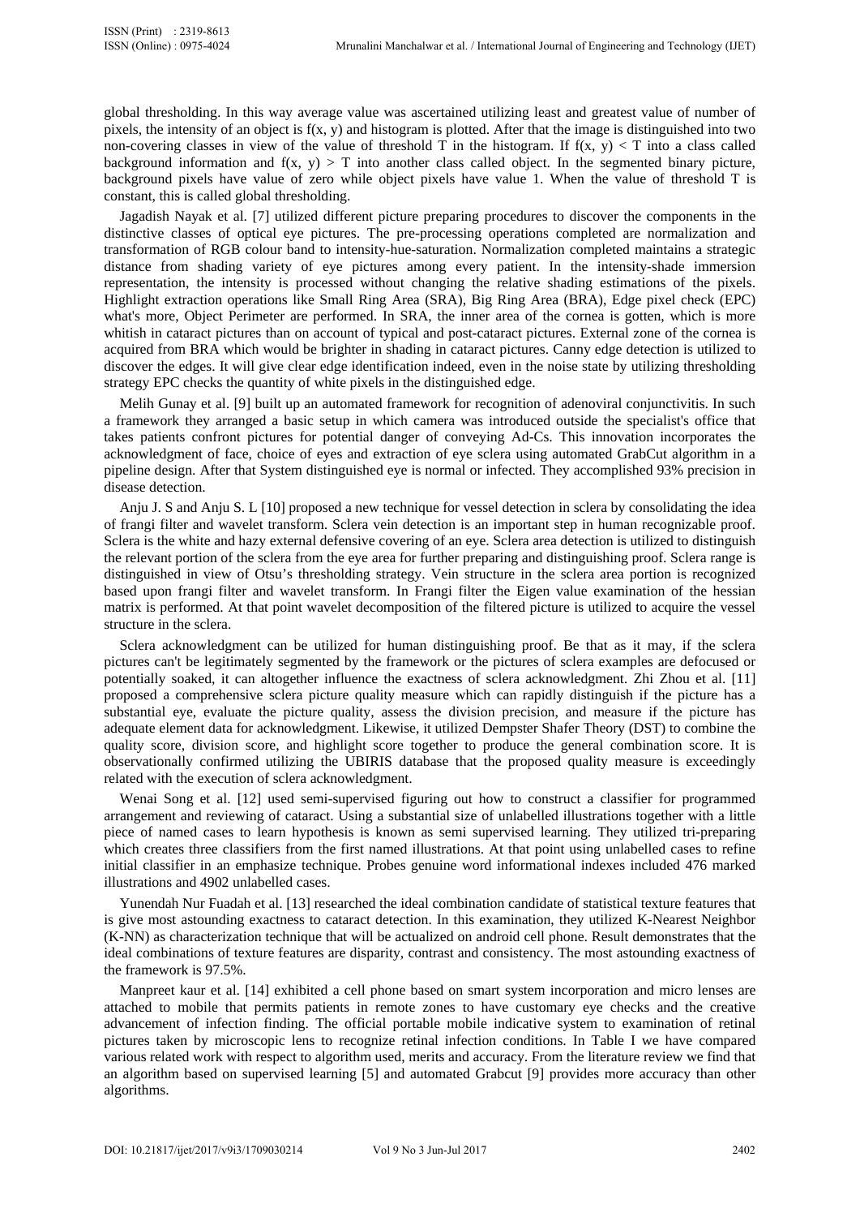global thresholding. In this way average value was ascertained utilizing least and greatest value of number of pixels, the intensity of an object is $f(x, y)$ and histogram is plotted. After that the image is distinguished into two non-covering classes in view of the value of threshold T in the histogram. If $f(x, y) < T$ into a class called background information and $f(x, y) > T$ into another class called object. In the segmented binary picture, background pixels have value of zero while object pixels have value 1. When the value of threshold T is constant, this is called global thresholding.

Jagadish Nayak et al. [7] utilized different picture preparing procedures to discover the components in the distinctive classes of optical eye pictures. The pre-processing operations completed are normalization and transformation of RGB colour band to intensity-hue-saturation. Normalization completed maintains a strategic distance from shading variety of eye pictures among every patient. In the intensity-shade immersion representation, the intensity is processed without changing the relative shading estimations of the pixels. Highlight extraction operations like Small Ring Area (SRA), Big Ring Area (BRA), Edge pixel check (EPC) what's more, Object Perimeter are performed. In SRA, the inner area of the cornea is gotten, which is more whitish in cataract pictures than on account of typical and post-cataract pictures. External zone of the cornea is acquired from BRA which would be brighter in shading in cataract pictures. Canny edge detection is utilized to discover the edges. It will give clear edge identification indeed, even in the noise state by utilizing thresholding strategy EPC checks the quantity of white pixels in the distinguished edge.

Melih Gunay et al. [9] built up an automated framework for recognition of adenoviral conjunctivitis. In such a framework they arranged a basic setup in which camera was introduced outside the specialist's office that takes patients confront pictures for potential danger of conveying Ad-Cs. This innovation incorporates the acknowledgment of face, choice of eyes and extraction of eye sclera using automated GrabCut algorithm in a pipeline design. After that System distinguished eye is normal or infected. They accomplished 93% precision in disease detection.

Anju J. S and Anju S. L [10] proposed a new technique for vessel detection in sclera by consolidating the idea of frangi filter and wavelet transform. Sclera vein detection is an important step in human recognizable proof. Sclera is the white and hazy external defensive covering of an eye. Sclera area detection is utilized to distinguish the relevant portion of the sclera from the eye area for further preparing and distinguishing proof. Sclera range is distinguished in view of Otsu's thresholding strategy. Vein structure in the sclera area portion is recognized based upon frangi filter and wavelet transform. In Frangi filter the Eigen value examination of the hessian matrix is performed. At that point wavelet decomposition of the filtered picture is utilized to acquire the vessel structure in the sclera.

Sclera acknowledgment can be utilized for human distinguishing proof. Be that as it may, if the sclera pictures can't be legitimately segmented by the framework or the pictures of sclera examples are defocused or potentially soaked, it can altogether influence the exactness of sclera acknowledgment. Zhi Zhou et al. [11] proposed a comprehensive sclera picture quality measure which can rapidly distinguish if the picture has a substantial eye, evaluate the picture quality, assess the division precision, and measure if the picture has adequate element data for acknowledgment. Likewise, it utilized Dempster Shafer Theory (DST) to combine the quality score, division score, and highlight score together to produce the general combination score. It is observationally confirmed utilizing the UBIRIS database that the proposed quality measure is exceedingly related with the execution of sclera acknowledgment.

Wenai Song et al. [12] used semi-supervised figuring out how to construct a classifier for programmed arrangement and reviewing of cataract. Using a substantial size of unlabelled illustrations together with a little piece of named cases to learn hypothesis is known as semi supervised learning. They utilized tri-preparing which creates three classifiers from the first named illustrations. At that point using unlabelled cases to refine initial classifier in an emphasize technique. Probes genuine word informational indexes included 476 marked illustrations and 4902 unlabelled cases.

Yunendah Nur Fuadah et al. [13] researched the ideal combination candidate of statistical texture features that is give most astounding exactness to cataract detection. In this examination, they utilized K-Nearest Neighbor (K-NN) as characterization technique that will be actualized on android cell phone. Result demonstrates that the ideal combinations of texture features are disparity, contrast and consistency. The most astounding exactness of the framework is 97.5%.

Manpreet kaur et al. [14] exhibited a cell phone based on smart system incorporation and micro lenses are attached to mobile that permits patients in remote zones to have customary eye checks and the creative advancement of infection finding. The official portable mobile indicative system to examination of retinal pictures taken by microscopic lens to recognize retinal infection conditions. In Table I we have compared various related work with respect to algorithm used, merits and accuracy. From the literature review we find that an algorithm based on supervised learning [5] and automated Grabcut [9] provides more accuracy than other algorithms.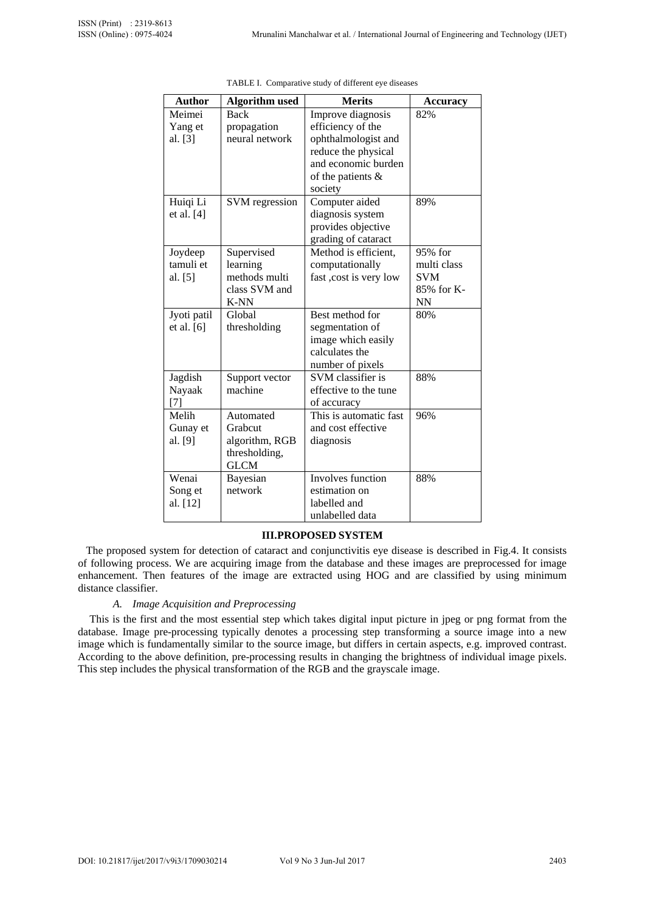TABLE I. Comparative study of different eye diseases

| Author | Algorithm used | Merits | Accuracy |
|---|---|---|---|
| Meimei Yang et al. [3] | Back propagation neural network | Improve diagnosis efficiency of the ophthalmologist and reduce the physical and economic burden of the patients & society | 82% |
| Huiqi Li et al. [4] | SVM regression | Computer aided diagnosis system provides objective grading of cataract | 89% |
| Joydeep tamuli et al. [5] | Supervised learning methods multi class SVM and K-NN | Method is efficient, computationally fast ,cost is very low | 95% for multi class SVM 85% for K-NN |
| Jyoti patil et al. [6] | Global thresholding | Best method for segmentation of image which easily calculates the number of pixels | 80% |
| Jagdish Nayaak [7] | Support vector machine | SVM classifier is effective to the tune of accuracy | 88% |
| Melih Gunay et al. [9] | Automated Grabcut algorithm, RGB thresholding, GLCM | This is automatic fast and cost effective diagnosis | 96% |
| Wenai Song et al. [12] | Bayesian network | Involves function estimation on labelled and unlabelled data | 88% |

## III.PROPOSED SYSTEM

The proposed system for detection of cataract and conjunctivitis eye disease is described in Fig.4. It consists of following process. We are acquiring image from the database and these images are preprocessed for image enhancement. Then features of the image are extracted using HOG and are classified by using minimum distance classifier.

### *A. Image Acquisition and Preprocessing*

This is the first and the most essential step which takes digital input picture in jpeg or png format from the database. Image pre-processing typically denotes a processing step transforming a source image into a new image which is fundamentally similar to the source image, but differs in certain aspects, e.g. improved contrast. According to the above definition, pre-processing results in changing the brightness of individual image pixels. This step includes the physical transformation of the RGB and the grayscale image.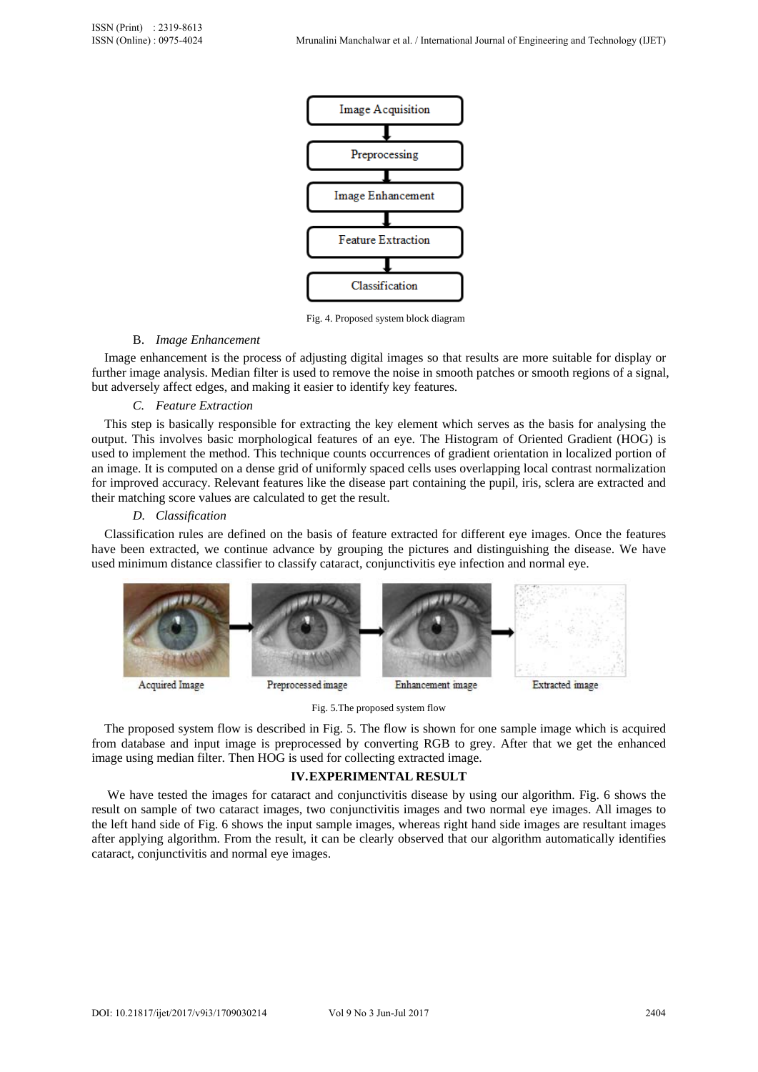Fig. 4. Proposed system block diagram

B. *Image Enhancement*

Image enhancement is the process of adjusting digital images so that results are more suitable for display or further image analysis. Median filter is used to remove the noise in smooth patches or smooth regions of a signal, but adversely affect edges, and making it easier to identify key features.

C. *Feature Extraction*

This step is basically responsible for extracting the key element which serves as the basis for analysing the output. This involves basic morphological features of an eye. The Histogram of Oriented Gradient (HOG) is used to implement the method. This technique counts occurrences of gradient orientation in localized portion of an image. It is computed on a dense grid of uniformly spaced cells uses overlapping local contrast normalization for improved accuracy. Relevant features like the disease part containing the pupil, iris, sclera are extracted and their matching score values are calculated to get the result.

D. *Classification*

Classification rules are defined on the basis of feature extracted for different eye images. Once the features have been extracted, we continue advance by grouping the pictures and distinguishing the disease. We have used minimum distance classifier to classify cataract, conjunctivitis eye infection and normal eye.

Fig. 5.The proposed system flow

The proposed system flow is described in Fig. 5. The flow is shown for one sample image which is acquired from database and input image is preprocessed by converting RGB to grey. After that we get the enhanced image using median filter. Then HOG is used for collecting extracted image.

## IV.EXPERIMENTAL RESULT

We have tested the images for cataract and conjunctivitis disease by using our algorithm. Fig. 6 shows the result on sample of two cataract images, two conjunctivitis images and two normal eye images. All images to the left hand side of Fig. 6 shows the input sample images, whereas right hand side images are resultant images after applying algorithm. From the result, it can be clearly observed that our algorithm automatically identifies cataract, conjunctivitis and normal eye images.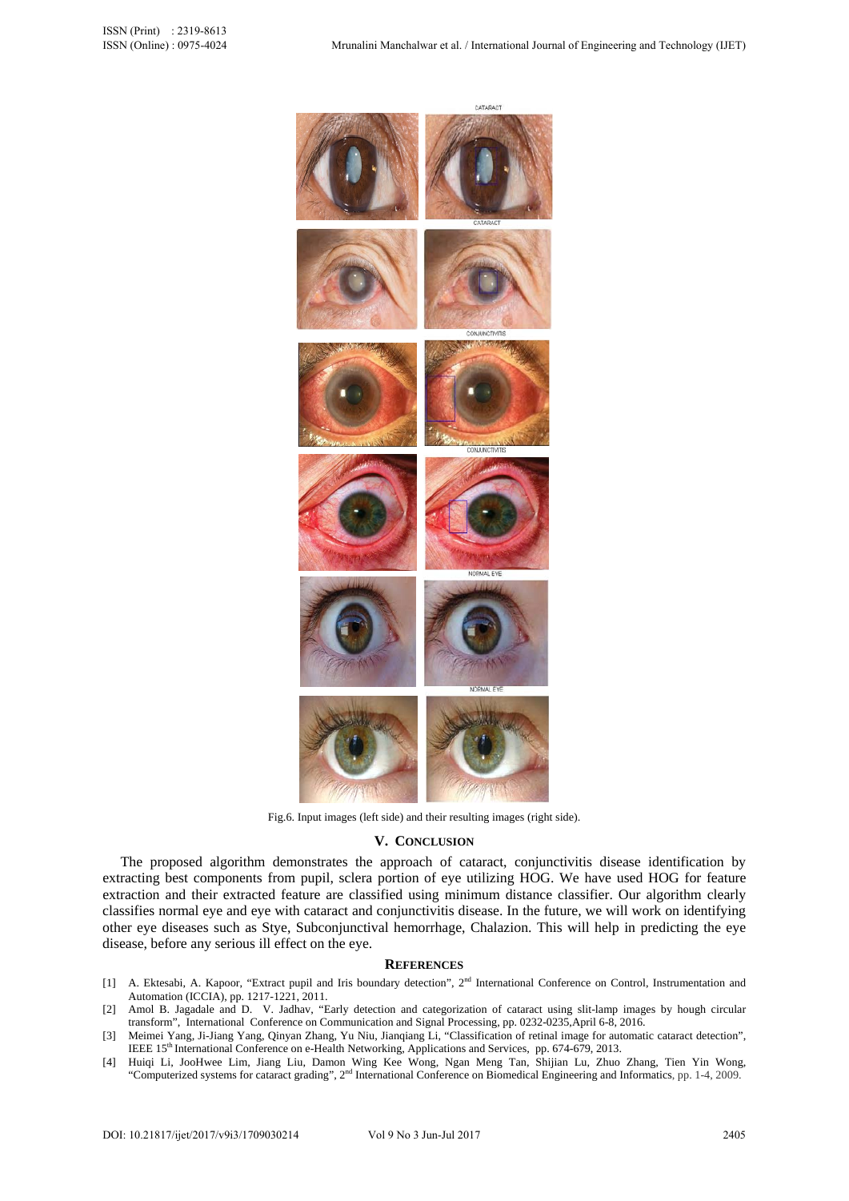Fig.6. Input images (left side) and their resulting images (right side).

## V. Conclusion

The proposed algorithm demonstrates the approach of cataract, conjunctivitis disease identification by extracting best components from pupil, sclera portion of eye utilizing HOG. We have used HOG for feature extraction and their extracted feature are classified using minimum distance classifier. Our algorithm clearly classifies normal eye and eye with cataract and conjunctivitis disease. In the future, we will work on identifying other eye diseases such as Stye, Subconjunctival hemorrhage, Chalazion. This will help in predicting the eye disease, before any serious ill effect on the eye.

## References

[1] A. Ektesabi, A. Kapoor, "Extract pupil and Iris boundary detection", 2nd International Conference on Control, Instrumentation and Automation (ICCIA), pp. 1217-1221, 2011.

[2] Amol B. Jagadale and D. V. Jadhav, "Early detection and categorization of cataract using slit-lamp images by hough circular transform", International Conference on Communication and Signal Processing, pp. 0232-0235,April 6-8, 2016.

[3] Meimei Yang, Ji-Jiang Yang, Qinyan Zhang, Yu Niu, Jianqiang Li, "Classification of retinal image for automatic cataract detection", IEEE 15th International Conference on e-Health Networking, Applications and Services, pp. 674-679, 2013.

[4] Huiqi Li, JooHwee Lim, Jiang Liu, Damon Wing Kee Wong, Ngan Meng Tan, Shijian Lu, Zhuo Zhang, Tien Yin Wong, "Computerized systems for cataract grading", 2nd International Conference on Biomedical Engineering and Informatics, pp. 1-4, 2009.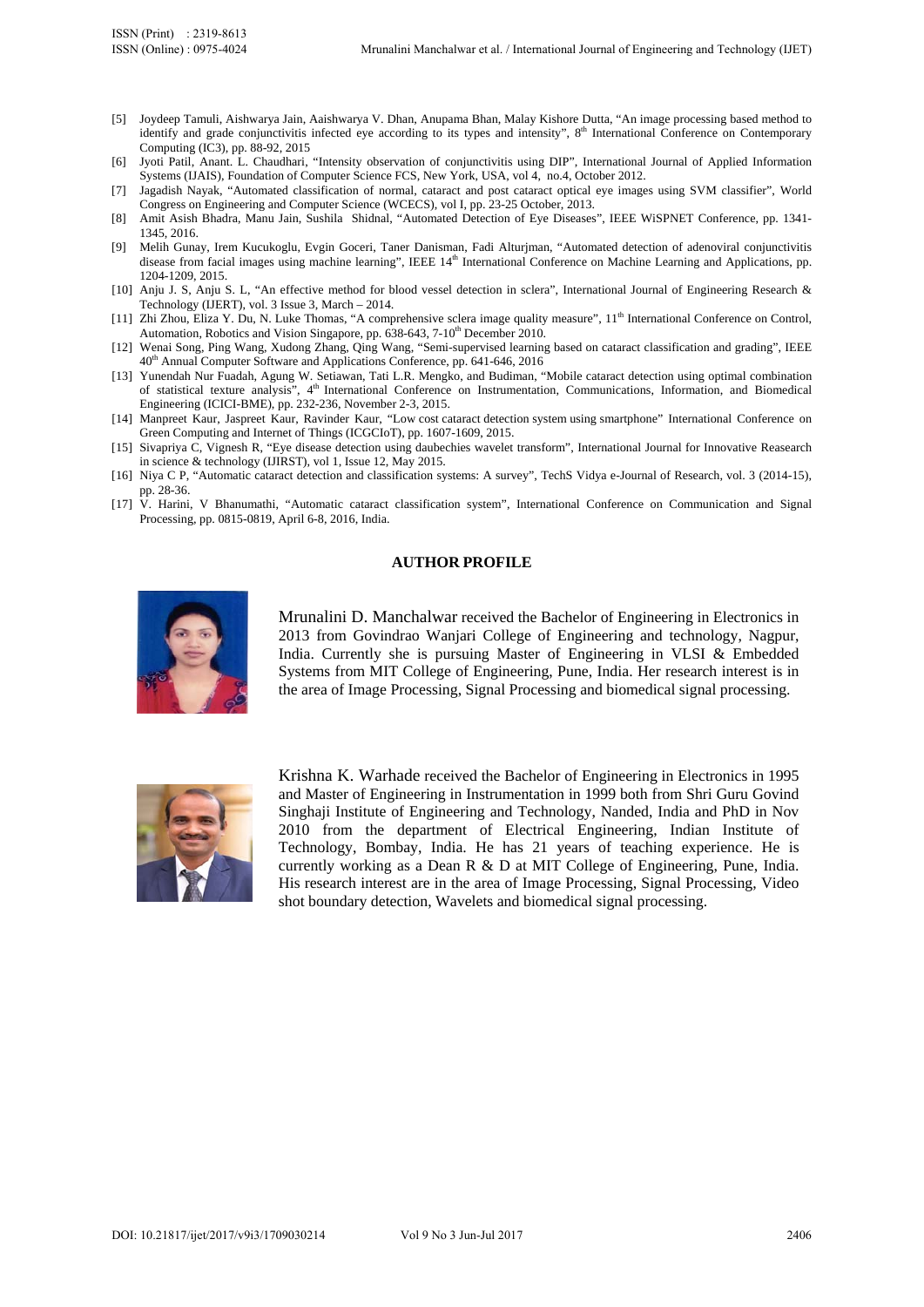[5] Joydeep Tamuli, Aishwarya Jain, Aashwarya V. Dhan, Anupama Bhan, Malay Kishore Dutta, "An image processing based method to identify and grade conjunctivitis infected eye according to its types and intensity", 8th International Conference on Contemporary Computing (IC3), pp. 88-92, 2015

[6] Jyoti Patil, Anant. L. Chaudhari, "Intensity observation of conjunctivitis using DIP", International Journal of Applied Information Systems (IJAIS), Foundation of Computer Science FCS, New York, USA, vol 4, no.4, October 2012.

[7] Jagadish Nayak, "Automated classification of normal, cataract and post cataract optical eye images using SVM classifier", World Congress on Engineering and Computer Science (WCECS), vol I, pp. 23-25 October, 2013.

[8] Amit Asish Bhadra, Manu Jain, Sushila Shidnal, "Automated Detection of Eye Diseases", IEEE WiSPNET Conference, pp. 1341-1345, 2016.

[9] Melih Gunay, Irem Kucukoglu, Evgin Goceri, Taner Danisman, Fadi Alturjman, "Automated detection of adenoviral conjunctivitis disease from facial images using machine learning", IEEE 14th International Conference on Machine Learning and Applications, pp. 1204-1209, 2015.

[10] Anju J. S, Anju S. L, "An effective method for blood vessel detection in sclera", International Journal of Engineering Research & Technology (IJERT), vol. 3 Issue 3, March – 2014.

[11] Zhi Zhou, Eliza Y. Du, N. Luke Thomas, "A comprehensive sclera image quality measure", 11th International Conference on Control, Automation, Robotics and Vision Singapore, pp. 638-643, 7-10th December 2010.

[12] Wenai Song, Ping Wang, Xudong Zhang, Qing Wang, "Semi-supervised learning based on cataract classification and grading", IEEE 40th Annual Computer Software and Applications Conference, pp. 641-646, 2016

[13] Yunendah Nur Fuadah, Agung W. Setiawan, Tati L.R. Mengko, and Budiman, "Mobile cataract detection using optimal combination of statistical texture analysis", 4th International Conference on Instrumentation, Communications, Information, and Biomedical Engineering (ICICI-BME), pp. 232-236, November 2-3, 2015.

[14] Manpreet Kaur, Jaspreet Kaur, Ravinder Kaur, "Low cost cataract detection system using smartphone" International Conference on Green Computing and Internet of Things (ICGCIoT), pp. 1607-1609, 2015.

[15] Sivapriya C, Vignesh R, "Eye disease detection using daubechies wavelet transform", International Journal for Innovative Reasearch in science & technology (IJIRST), vol 1, Issue 12, May 2015.

[16] Niya C P, "Automatic cataract detection and classification systems: A survey", TechS Vidya e-Journal of Research, vol. 3 (2014-15), pp. 28-36.

[17] V. Harini, V Bhanumathi, "Automatic cataract classification system", International Conference on Communication and Signal Processing, pp. 0815-0819, April 6-8, 2016, India.

## AUTHOR PROFILE

Mrunalini D. Manchalwar received the Bachelor of Engineering in Electronics in 2013 from Govindrao Wanjari College of Engineering and technology, Nagpur, India. Currently she is pursuing Master of Engineering in VLSI & Embedded Systems from MIT College of Engineering, Pune, India. Her research interest is in the area of Image Processing, Signal Processing and biomedical signal processing.

Krishna K. Warhade received the Bachelor of Engineering in Electronics in 1995 and Master of Engineering in Instrumentation in 1999 both from Shri Guru Govind Singhaji Institute of Engineering and Technology, Nanded, India and PhD in Nov 2010 from the department of Electrical Engineering, Indian Institute of Technology, Bombay, India. He has 21 years of teaching experience. He is currently working as a Dean R & D at MIT College of Engineering, Pune, India. His research interest are in the area of Image Processing, Signal Processing, Video shot boundary detection, Wavelets and biomedical signal processing.